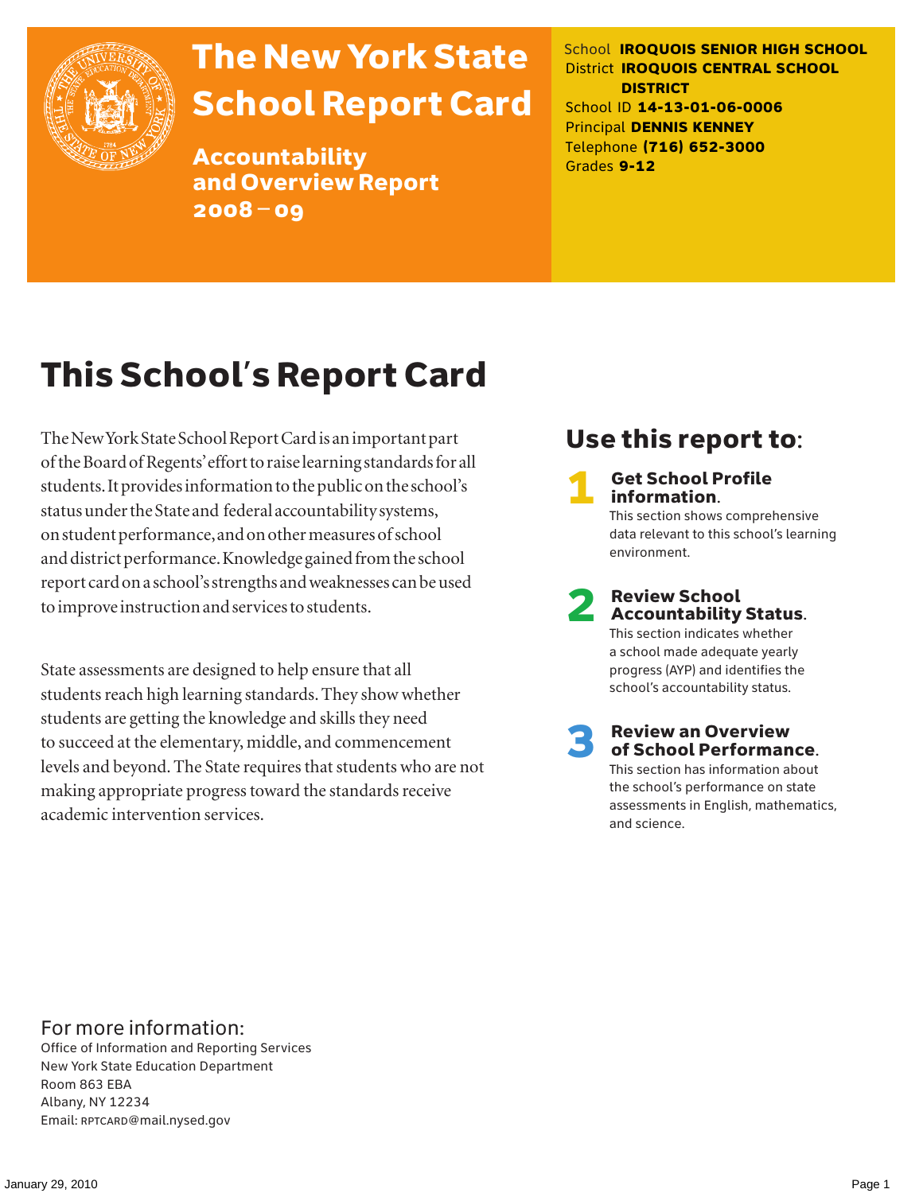# The New York State School Report Card

## Accountability and Overview Report 2008 – 09

School **IROQUOIS SENIOR HIGH SCHOOL**
District **IROQUOIS CENTRAL SCHOOL DISTRICT**
School ID **14-13-01-06-0006**
Principal **DENNIS KENNEY**
Telephone **(716) 652-3000**
Grades **9-12**

# This School's Report Card

The New York State School Report Card is an important part of the Board of Regents' effort to raise learning standards for all students. It provides information to the public on the school's status under the State and federal accountability systems, on student performance, and on other measures of school and district performance. Knowledge gained from the school report card on a school's strengths and weaknesses can be used to improve instruction and services to students.

State assessments are designed to help ensure that all students reach high learning standards. They show whether students are getting the knowledge and skills they need to succeed at the elementary, middle, and commencement levels and beyond. The State requires that students who are not making appropriate progress toward the standards receive academic intervention services.

## Use this report to:

**1 Get School Profile information.**
This section shows comprehensive data relevant to this school's learning environment.

**2 Review School Accountability Status.**
This section indicates whether a school made adequate yearly progress (AYP) and identifies the school's accountability status.

**3 Review an Overview of School Performance.**
This section has information about the school's performance on state assessments in English, mathematics, and science.

For more information:
Office of Information and Reporting Services
New York State Education Department
Room 863 EBA
Albany, NY 12234
Email: RPTCARD@mail.nysed.gov

January 29, 2010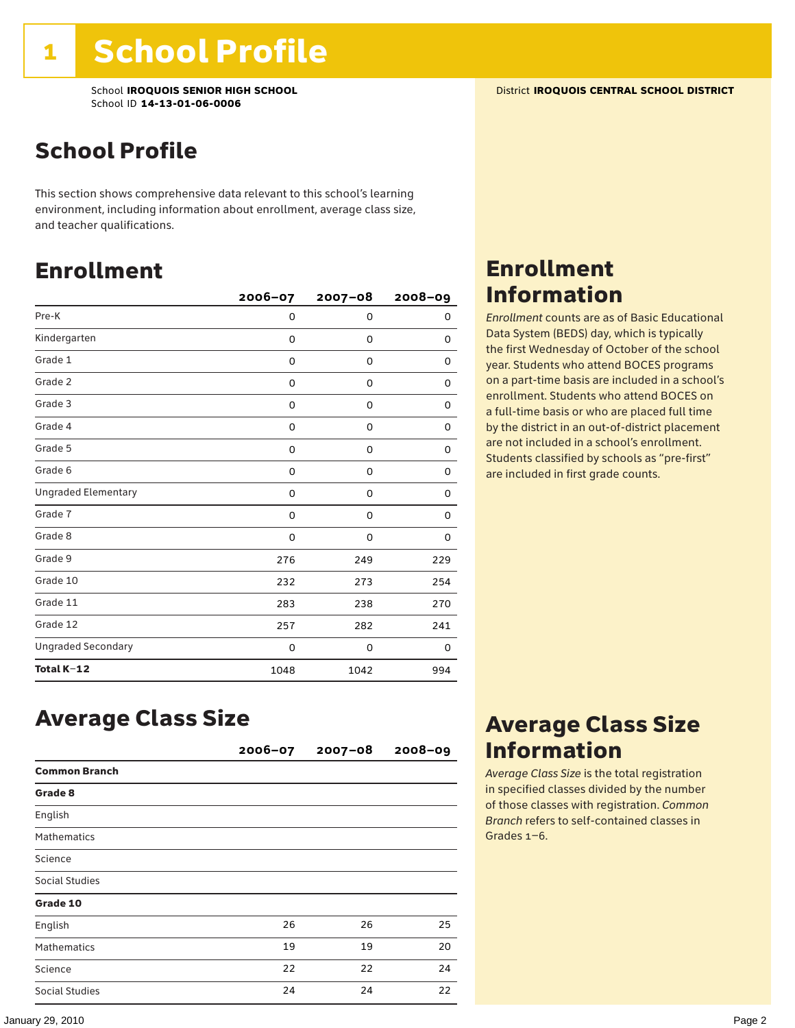# 1 School Profile

School **IROQUOIS SENIOR HIGH SCHOOL**
School ID **14-13-01-06-0006**

District **IROQUOIS CENTRAL SCHOOL DISTRICT**

## School Profile

This section shows comprehensive data relevant to this school's learning environment, including information about enrollment, average class size, and teacher qualifications.

## Enrollment

| | 2006–07 | 2007–08 | 2008–09 |
|---|---|---|---|
| Pre-K | 0 | 0 | 0 |
| Kindergarten | 0 | 0 | 0 |
| Grade 1 | 0 | 0 | 0 |
| Grade 2 | 0 | 0 | 0 |
| Grade 3 | 0 | 0 | 0 |
| Grade 4 | 0 | 0 | 0 |
| Grade 5 | 0 | 0 | 0 |
| Grade 6 | 0 | 0 | 0 |
| Ungraded Elementary | 0 | 0 | 0 |
| Grade 7 | 0 | 0 | 0 |
| Grade 8 | 0 | 0 | 0 |
| Grade 9 | 276 | 249 | 229 |
| Grade 10 | 232 | 273 | 254 |
| Grade 11 | 283 | 238 | 270 |
| Grade 12 | 257 | 282 | 241 |
| Ungraded Secondary | 0 | 0 | 0 |
| **Total K–12** | 1048 | 1042 | 994 |

## Enrollment Information

*Enrollment* counts are as of Basic Educational Data System (BEDS) day, which is typically the first Wednesday of October of the school year. Students who attend BOCES programs on a part-time basis are included in a school's enrollment. Students who attend BOCES on a full-time basis or who are placed full time by the district in an out-of-district placement are not included in a school's enrollment. Students classified by schools as "pre-first" are included in first grade counts.

## Average Class Size

| | 2006–07 | 2007–08 | 2008–09 |
|---|---|---|---|
| **Common Branch** | | | |
| **Grade 8** | | | |
| English | | | |
| Mathematics | | | |
| Science | | | |
| Social Studies | | | |
| **Grade 10** | | | |
| English | 26 | 26 | 25 |
| Mathematics | 19 | 19 | 20 |
| Science | 22 | 22 | 24 |
| Social Studies | 24 | 24 | 22 |

## Average Class Size Information

*Average Class Size* is the total registration in specified classes divided by the number of those classes with registration. *Common Branch* refers to self-contained classes in Grades 1–6.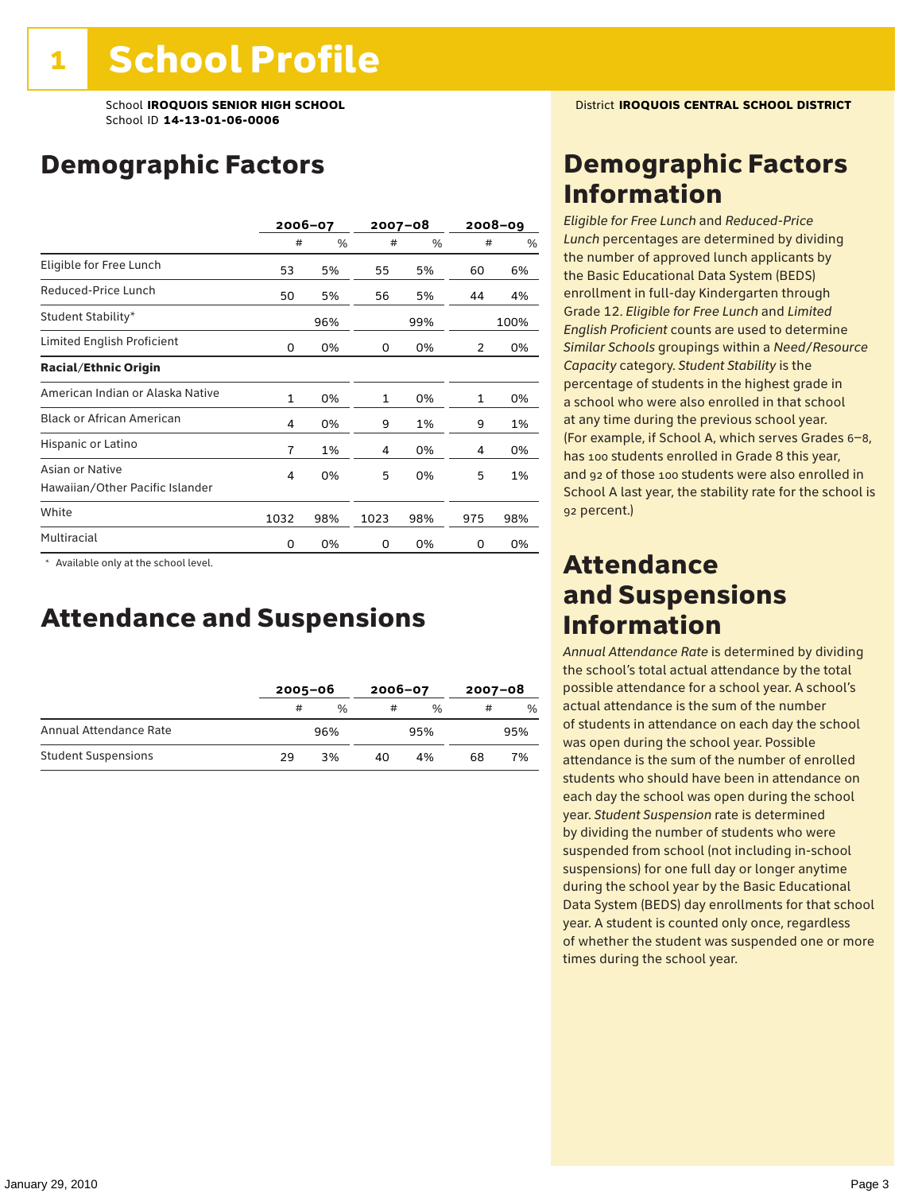# 1 School Profile

School **IROQUOIS SENIOR HIGH SCHOOL**
School ID **14-13-01-06-0006**

District **IROQUOIS CENTRAL SCHOOL DISTRICT**

## Demographic Factors

| | 2006–07 | | 2007–08 | | 2008–09 | |
|---|---|---|---|---|---|---|
| | # | % | # | % | # | % |
| Eligible for Free Lunch | 53 | 5% | 55 | 5% | 60 | 6% |
| Reduced-Price Lunch | 50 | 5% | 56 | 5% | 44 | 4% |
| Student Stability* | | 96% | | 99% | | 100% |
| Limited English Proficient | 0 | 0% | 0 | 0% | 2 | 0% |
| **Racial/Ethnic Origin** | | | | | | |
| American Indian or Alaska Native | 1 | 0% | 1 | 0% | 1 | 0% |
| Black or African American | 4 | 0% | 9 | 1% | 9 | 1% |
| Hispanic or Latino | 7 | 1% | 4 | 0% | 4 | 0% |
| Asian or Native Hawaiian/Other Pacific Islander | 4 | 0% | 5 | 0% | 5 | 1% |
| White | 1032 | 98% | 1023 | 98% | 975 | 98% |
| Multiracial | 0 | 0% | 0 | 0% | 0 | 0% |

* Available only at the school level.

## Attendance and Suspensions

| | 2005–06 | | 2006–07 | | 2007–08 | |
|---|---|---|---|---|---|---|
| | # | % | # | % | # | % |
| Annual Attendance Rate | | 96% | | 95% | | 95% |
| Student Suspensions | 29 | 3% | 40 | 4% | 68 | 7% |

## Demographic Factors Information

*Eligible for Free Lunch* and *Reduced-Price Lunch* percentages are determined by dividing the number of approved lunch applicants by the Basic Educational Data System (BEDS) enrollment in full-day Kindergarten through Grade 12. *Eligible for Free Lunch* and *Limited English Proficient* counts are used to determine *Similar Schools* groupings within a *Need/Resource Capacity* category. *Student Stability* is the percentage of students in the highest grade in a school who were also enrolled in that school at any time during the previous school year. (For example, if School A, which serves Grades 6–8, has 100 students enrolled in Grade 8 this year, and 92 of those 100 students were also enrolled in School A last year, the stability rate for the school is 92 percent.)

## Attendance and Suspensions Information

*Annual Attendance Rate* is determined by dividing the school's total actual attendance by the total possible attendance for a school year. A school's actual attendance is the sum of the number of students in attendance on each day the school was open during the school year. Possible attendance is the sum of the number of enrolled students who should have been in attendance on each day the school was open during the school year. *Student Suspension* rate is determined by dividing the number of students who were suspended from school (not including in-school suspensions) for one full day or longer anytime during the school year by the Basic Educational Data System (BEDS) day enrollments for that school year. A student is counted only once, regardless of whether the student was suspended one or more times during the school year.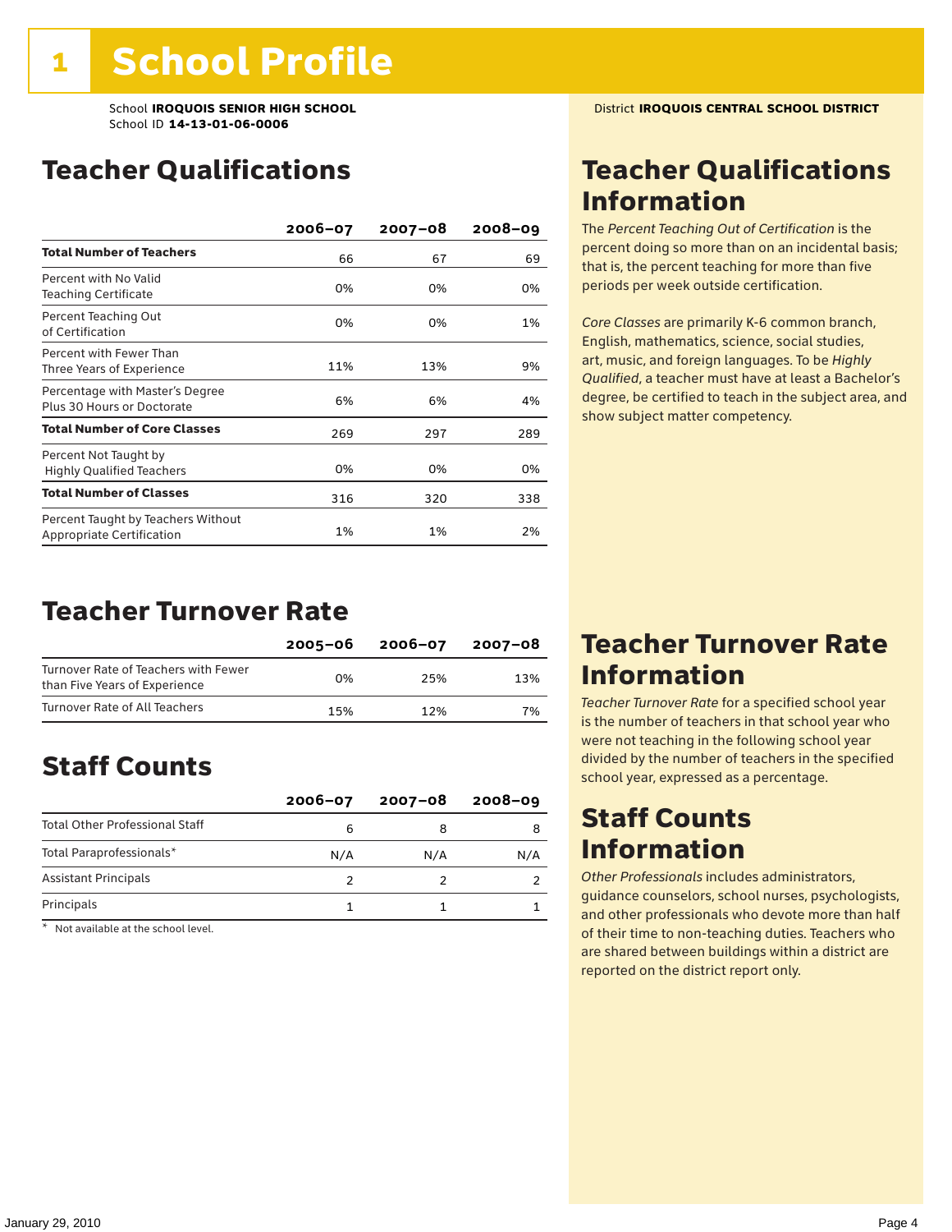# 1 School Profile

School **IROQUOIS SENIOR HIGH SCHOOL**
School ID **14-13-01-06-0006**

District **IROQUOIS CENTRAL SCHOOL DISTRICT**

## Teacher Qualifications

| | 2006–07 | 2007–08 | 2008–09 |
|---|---|---|---|
| **Total Number of Teachers** | 66 | 67 | 69 |
| Percent with No Valid Teaching Certificate | 0% | 0% | 0% |
| Percent Teaching Out of Certification | 0% | 0% | 1% |
| Percent with Fewer Than Three Years of Experience | 11% | 13% | 9% |
| Percentage with Master's Degree Plus 30 Hours or Doctorate | 6% | 6% | 4% |
| **Total Number of Core Classes** | 269 | 297 | 289 |
| Percent Not Taught by Highly Qualified Teachers | 0% | 0% | 0% |
| **Total Number of Classes** | 316 | 320 | 338 |
| Percent Taught by Teachers Without Appropriate Certification | 1% | 1% | 2% |

## Teacher Qualifications Information

The *Percent Teaching Out of Certification* is the percent doing so more than on an incidental basis; that is, the percent teaching for more than five periods per week outside certification.

*Core Classes* are primarily K-6 common branch, English, mathematics, science, social studies, art, music, and foreign languages. To be *Highly Qualified*, a teacher must have at least a Bachelor's degree, be certified to teach in the subject area, and show subject matter competency.

## Teacher Turnover Rate

| | 2005–06 | 2006–07 | 2007–08 |
|---|---|---|---|
| Turnover Rate of Teachers with Fewer than Five Years of Experience | 0% | 25% | 13% |
| Turnover Rate of All Teachers | 15% | 12% | 7% |

## Teacher Turnover Rate Information

*Teacher Turnover Rate* for a specified school year is the number of teachers in that school year who were not teaching in the following school year divided by the number of teachers in the specified school year, expressed as a percentage.

## Staff Counts

| | 2006–07 | 2007–08 | 2008–09 |
|---|---|---|---|
| Total Other Professional Staff | 6 | 8 | 8 |
| Total Paraprofessionals* | N/A | N/A | N/A |
| Assistant Principals | 2 | 2 | 2 |
| Principals | 1 | 1 | 1 |

* Not available at the school level.

## Staff Counts Information

*Other Professionals* includes administrators, guidance counselors, school nurses, psychologists, and other professionals who devote more than half of their time to non-teaching duties. Teachers who are shared between buildings within a district are reported on the district report only.

January 29, 2010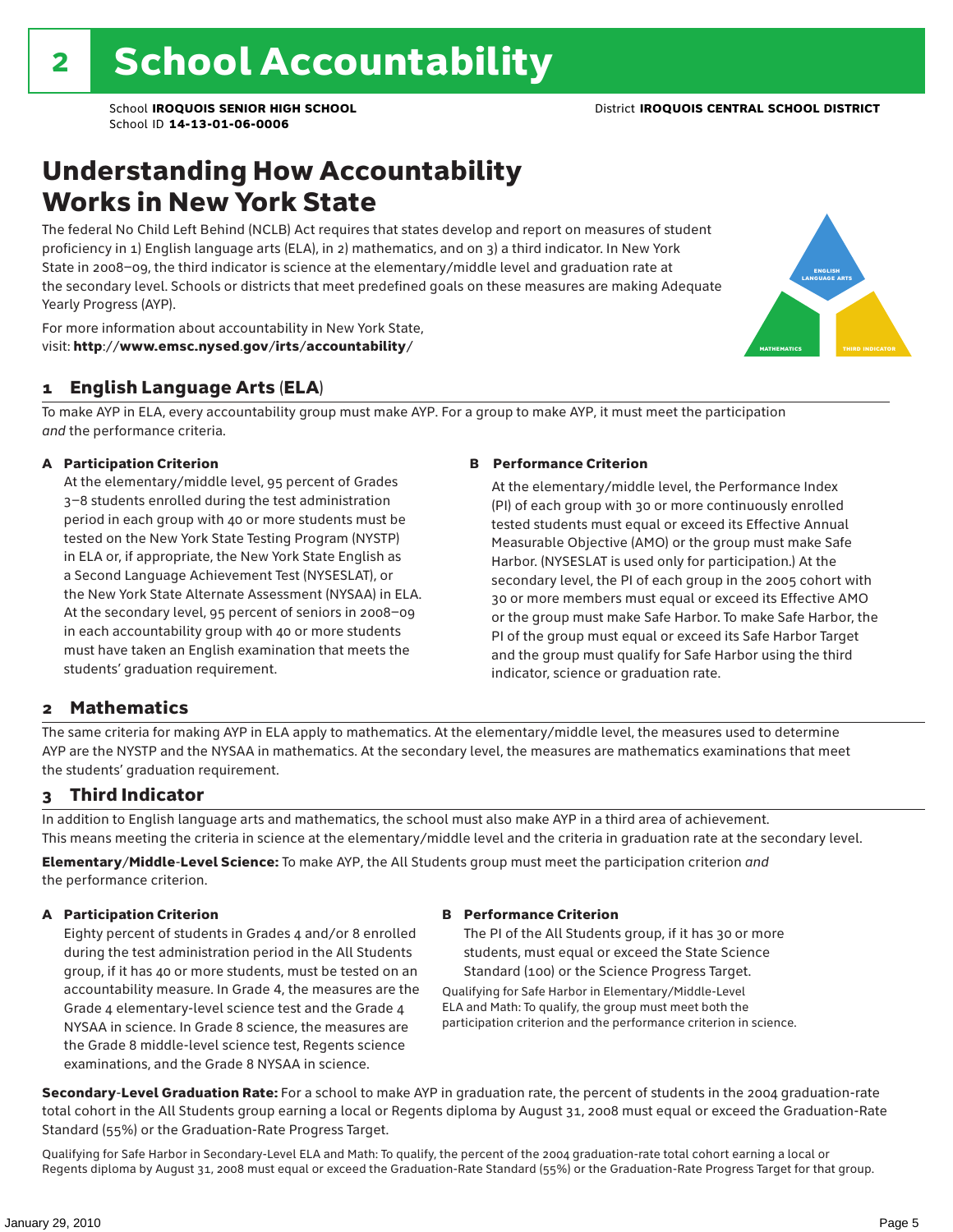# 2 School Accountability

School **IROQUOIS SENIOR HIGH SCHOOL** District **IROQUOIS CENTRAL SCHOOL DISTRICT**
School ID **14-13-01-06-0006**

## Understanding How Accountability Works in New York State

The federal No Child Left Behind (NCLB) Act requires that states develop and report on measures of student proficiency in 1) English language arts (ELA), in 2) mathematics, and on 3) a third indicator. In New York State in 2008–09, the third indicator is science at the elementary/middle level and graduation rate at the secondary level. Schools or districts that meet predefined goals on these measures are making Adequate Yearly Progress (AYP).

For more information about accountability in New York State, visit: **http://www.emsc.nysed.gov/irts/accountability/**

ENGLISH LANGUAGE ARTS
MATHEMATICS
THIRD INDICATOR

### 1 English Language Arts (ELA)

To make AYP in ELA, every accountability group must make AYP. For a group to make AYP, it must meet the participation *and* the performance criteria.

**A Participation Criterion**

At the elementary/middle level, 95 percent of Grades 3–8 students enrolled during the test administration period in each group with 40 or more students must be tested on the New York State Testing Program (NYSTP) in ELA or, if appropriate, the New York State English as a Second Language Achievement Test (NYSESLAT), or the New York State Alternate Assessment (NYSAA) in ELA. At the secondary level, 95 percent of seniors in 2008–09 in each accountability group with 40 or more students must have taken an English examination that meets the students' graduation requirement.

**B Performance Criterion**

At the elementary/middle level, the Performance Index (PI) of each group with 30 or more continuously enrolled tested students must equal or exceed its Effective Annual Measurable Objective (AMO) or the group must make Safe Harbor. (NYSESLAT is used only for participation.) At the secondary level, the PI of each group in the 2005 cohort with 30 or more members must equal or exceed its Effective AMO or the group must make Safe Harbor. To make Safe Harbor, the PI of the group must equal or exceed its Safe Harbor Target and the group must qualify for Safe Harbor using the third indicator, science or graduation rate.

### 2 Mathematics

The same criteria for making AYP in ELA apply to mathematics. At the elementary/middle level, the measures used to determine AYP are the NYSTP and the NYSAA in mathematics. At the secondary level, the measures are mathematics examinations that meet the students' graduation requirement.

### 3 Third Indicator

In addition to English language arts and mathematics, the school must also make AYP in a third area of achievement. This means meeting the criteria in science at the elementary/middle level and the criteria in graduation rate at the secondary level.

**Elementary/Middle-Level Science:** To make AYP, the All Students group must meet the participation criterion *and* the performance criterion.

**A Participation Criterion**

Eighty percent of students in Grades 4 and/or 8 enrolled during the test administration period in the All Students group, if it has 40 or more students, must be tested on an accountability measure. In Grade 4, the measures are the Grade 4 elementary-level science test and the Grade 4 NYSAA in science. In Grade 8 science, the measures are the Grade 8 middle-level science test, Regents science examinations, and the Grade 8 NYSAA in science.

**B Performance Criterion**

The PI of the All Students group, if it has 30 or more students, must equal or exceed the State Science Standard (100) or the Science Progress Target.

Qualifying for Safe Harbor in Elementary/Middle-Level ELA and Math: To qualify, the group must meet both the participation criterion and the performance criterion in science.

**Secondary-Level Graduation Rate:** For a school to make AYP in graduation rate, the percent of students in the 2004 graduation-rate total cohort in the All Students group earning a local or Regents diploma by August 31, 2008 must equal or exceed the Graduation-Rate Standard (55%) or the Graduation-Rate Progress Target.

Qualifying for Safe Harbor in Secondary-Level ELA and Math: To qualify, the percent of the 2004 graduation-rate total cohort earning a local or Regents diploma by August 31, 2008 must equal or exceed the Graduation-Rate Standard (55%) or the Graduation-Rate Progress Target for that group.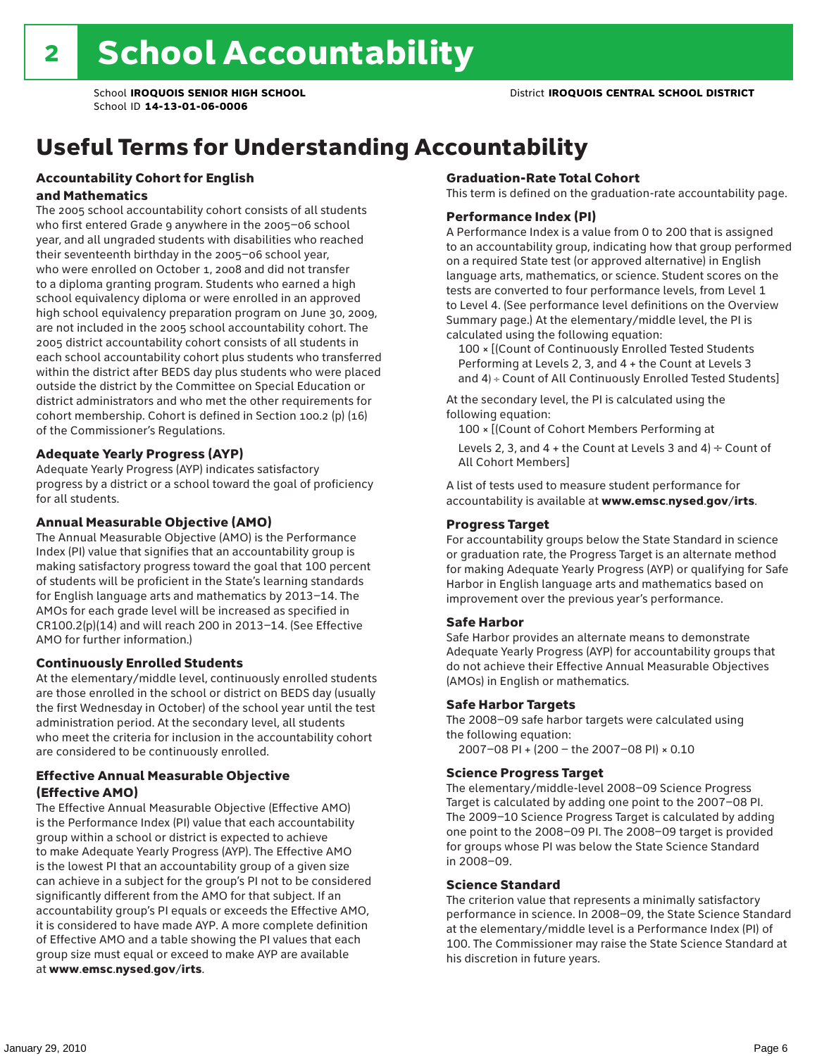# 2 School Accountability

School **IROQUOIS SENIOR HIGH SCHOOL** District **IROQUOIS CENTRAL SCHOOL DISTRICT**
School ID **14-13-01-06-0006**

## Useful Terms for Understanding Accountability

### Accountability Cohort for English and Mathematics

The 2005 school accountability cohort consists of all students who first entered Grade 9 anywhere in the 2005–06 school year, and all ungraded students with disabilities who reached their seventeenth birthday in the 2005–06 school year, who were enrolled on October 1, 2008 and did not transfer to a diploma granting program. Students who earned a high school equivalency diploma or were enrolled in an approved high school equivalency preparation program on June 30, 2009, are not included in the 2005 school accountability cohort. The 2005 district accountability cohort consists of all students in each school accountability cohort plus students who transferred within the district after BEDS day plus students who were placed outside the district by the Committee on Special Education or district administrators and who met the other requirements for cohort membership. Cohort is defined in Section 100.2 (p) (16) of the Commissioner's Regulations.

### Adequate Yearly Progress (AYP)

Adequate Yearly Progress (AYP) indicates satisfactory progress by a district or a school toward the goal of proficiency for all students.

### Annual Measurable Objective (AMO)

The Annual Measurable Objective (AMO) is the Performance Index (PI) value that signifies that an accountability group is making satisfactory progress toward the goal that 100 percent of students will be proficient in the State's learning standards for English language arts and mathematics by 2013–14. The AMOs for each grade level will be increased as specified in CR100.2(p)(14) and will reach 200 in 2013–14. (See Effective AMO for further information.)

### Continuously Enrolled Students

At the elementary/middle level, continuously enrolled students are those enrolled in the school or district on BEDS day (usually the first Wednesday in October) of the school year until the test administration period. At the secondary level, all students who meet the criteria for inclusion in the accountability cohort are considered to be continuously enrolled.

### Effective Annual Measurable Objective (Effective AMO)

The Effective Annual Measurable Objective (Effective AMO) is the Performance Index (PI) value that each accountability group within a school or district is expected to achieve to make Adequate Yearly Progress (AYP). The Effective AMO is the lowest PI that an accountability group of a given size can achieve in a subject for the group's PI not to be considered significantly different from the AMO for that subject. If an accountability group's PI equals or exceeds the Effective AMO, it is considered to have made AYP. A more complete definition of Effective AMO and a table showing the PI values that each group size must equal or exceed to make AYP are available at **www.emsc.nysed.gov/irts**.

### Graduation-Rate Total Cohort

This term is defined on the graduation-rate accountability page.

### Performance Index (PI)

A Performance Index is a value from 0 to 200 that is assigned to an accountability group, indicating how that group performed on a required State test (or approved alternative) in English language arts, mathematics, or science. Student scores on the tests are converted to four performance levels, from Level 1 to Level 4. (See performance level definitions on the Overview Summary page.) At the elementary/middle level, the PI is calculated using the following equation:

100 × [(Count of Continuously Enrolled Tested Students Performing at Levels 2, 3, and 4 + the Count at Levels 3 and 4) ÷ Count of All Continuously Enrolled Tested Students]

At the secondary level, the PI is calculated using the following equation:

100 × [(Count of Cohort Members Performing at Levels 2, 3, and 4 + the Count at Levels 3 and 4) ÷ Count of All Cohort Members]

A list of tests used to measure student performance for accountability is available at **www.emsc.nysed.gov/irts**.

### Progress Target

For accountability groups below the State Standard in science or graduation rate, the Progress Target is an alternate method for making Adequate Yearly Progress (AYP) or qualifying for Safe Harbor in English language arts and mathematics based on improvement over the previous year's performance.

### Safe Harbor

Safe Harbor provides an alternate means to demonstrate Adequate Yearly Progress (AYP) for accountability groups that do not achieve their Effective Annual Measurable Objectives (AMOs) in English or mathematics.

### Safe Harbor Targets

The 2008–09 safe harbor targets were calculated using the following equation:

2007–08 PI + (200 – the 2007–08 PI) × 0.10

### Science Progress Target

The elementary/middle-level 2008–09 Science Progress Target is calculated by adding one point to the 2007–08 PI. The 2009–10 Science Progress Target is calculated by adding one point to the 2008–09 PI. The 2008–09 target is provided for groups whose PI was below the State Science Standard in 2008–09.

### Science Standard

The criterion value that represents a minimally satisfactory performance in science. In 2008–09, the State Science Standard at the elementary/middle level is a Performance Index (PI) of 100. The Commissioner may raise the State Science Standard at his discretion in future years.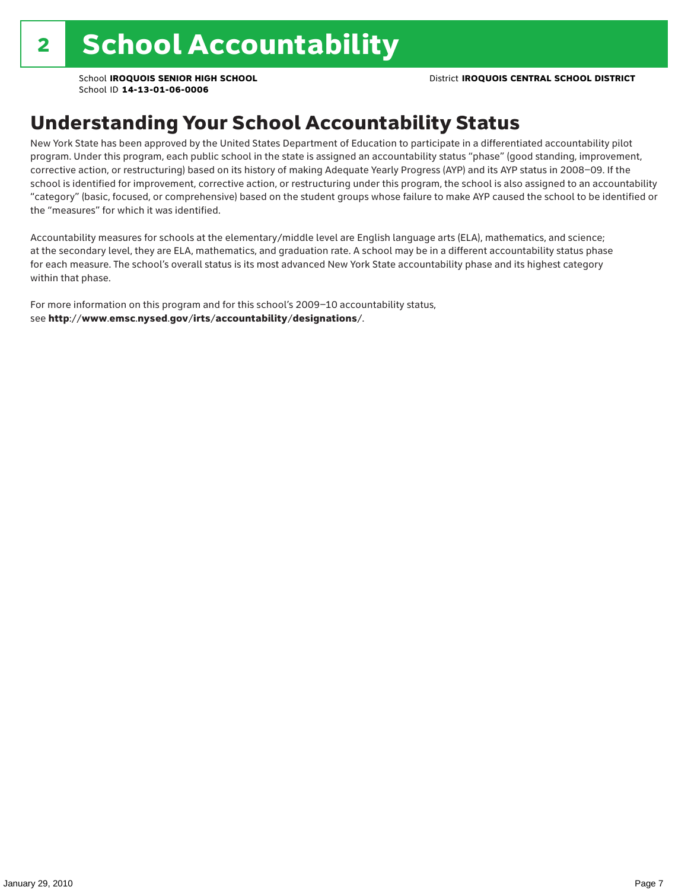# 2 School Accountability

School **IROQUOIS SENIOR HIGH SCHOOL**
School ID **14-13-01-06-0006**

District **IROQUOIS CENTRAL SCHOOL DISTRICT**

## Understanding Your School Accountability Status

New York State has been approved by the United States Department of Education to participate in a differentiated accountability pilot program. Under this program, each public school in the state is assigned an accountability status "phase" (good standing, improvement, corrective action, or restructuring) based on its history of making Adequate Yearly Progress (AYP) and its AYP status in 2008–09. If the school is identified for improvement, corrective action, or restructuring under this program, the school is also assigned to an accountability "category" (basic, focused, or comprehensive) based on the student groups whose failure to make AYP caused the school to be identified or the "measures" for which it was identified.

Accountability measures for schools at the elementary/middle level are English language arts (ELA), mathematics, and science; at the secondary level, they are ELA, mathematics, and graduation rate. A school may be in a different accountability status phase for each measure. The school's overall status is its most advanced New York State accountability phase and its highest category within that phase.

For more information on this program and for this school's 2009–10 accountability status, see **http://www.emsc.nysed.gov/irts/accountability/designations/**.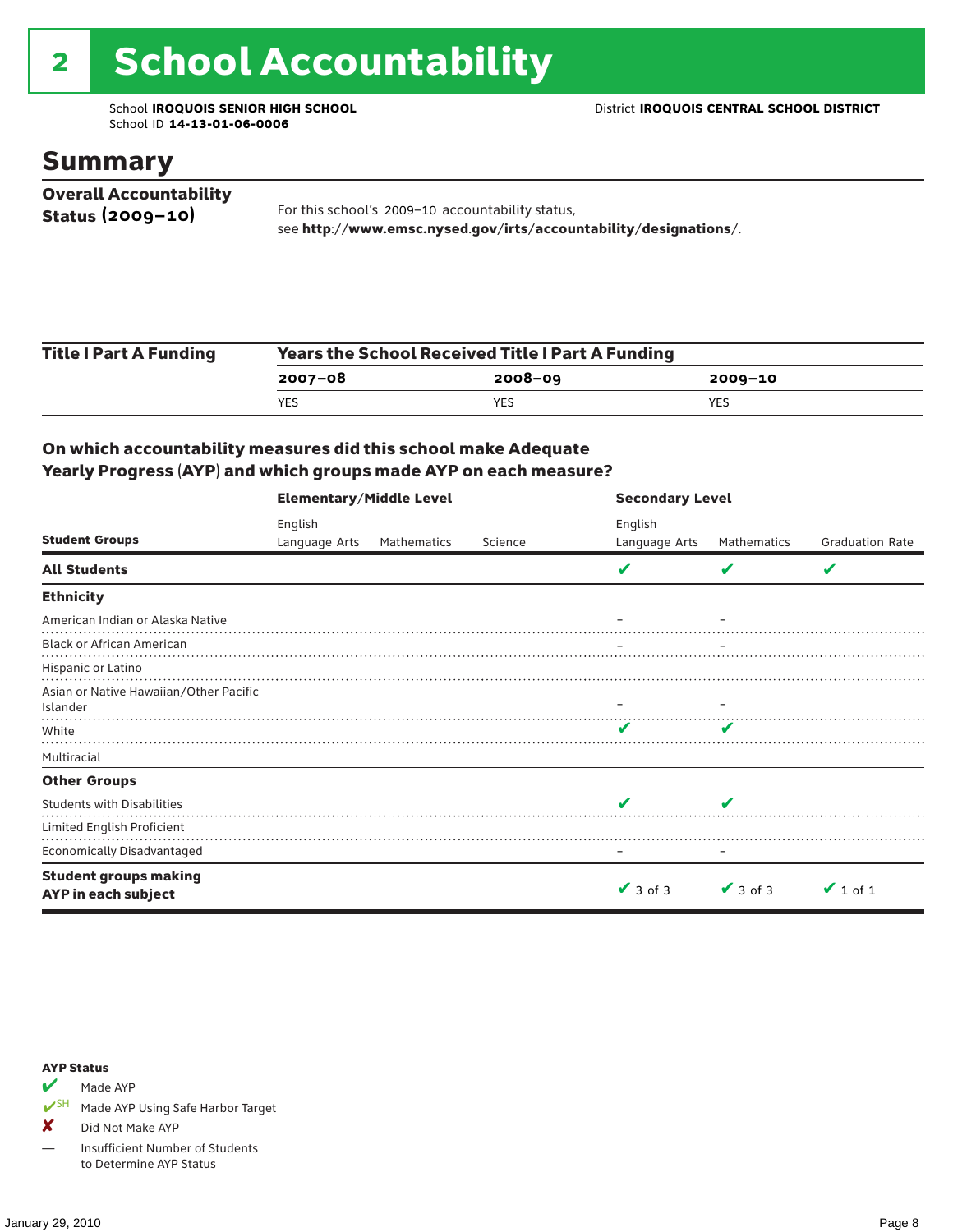# 2 School Accountability

School **IROQUOIS SENIOR HIGH SCHOOL**
School ID **14-13-01-06-0006**

District **IROQUOIS CENTRAL SCHOOL DISTRICT**

## Summary

**Overall Accountability Status (2009–10)**

For this school's 2009–10 accountability status, see **http://www.emsc.nysed.gov/irts/accountability/designations/**.

| Title I Part A Funding | Years the School Received Title I Part A Funding | | |
|---|---|---|---|
| | **2007–08** | **2008–09** | **2009–10** |
| | YES | YES | YES |

### On which accountability measures did this school make Adequate Yearly Progress (AYP) and which groups made AYP on each measure?

| | Elementary/Middle Level | | | Secondary Level | | |
|---|---|---|---|---|---|---|
| **Student Groups** | English Language Arts | Mathematics | Science | English Language Arts | Mathematics | Graduation Rate |
| **All Students** | | | | ✔ | ✔ | ✔ |
| **Ethnicity** | | | | | | |
| American Indian or Alaska Native | | | | – | – | |
| Black or African American | | | | – | – | |
| Hispanic or Latino | | | | | | |
| Asian or Native Hawaiian/Other Pacific Islander | | | | – | – | |
| White | | | | ✔ | ✔ | |
| Multiracial | | | | | | |
| **Other Groups** | | | | | | |
| Students with Disabilities | | | | ✔ | ✔ | |
| Limited English Proficient | | | | | | |
| Economically Disadvantaged | | | | – | – | |
| **Student groups making AYP in each subject** | | | | ✔ 3 of 3 | ✔ 3 of 3 | ✔ 1 of 1 |

**AYP Status**

- ✔ Made AYP
- ✔SH Made AYP Using Safe Harbor Target
- ✘ Did Not Make AYP
- — Insufficient Number of Students to Determine AYP Status

January 29, 2010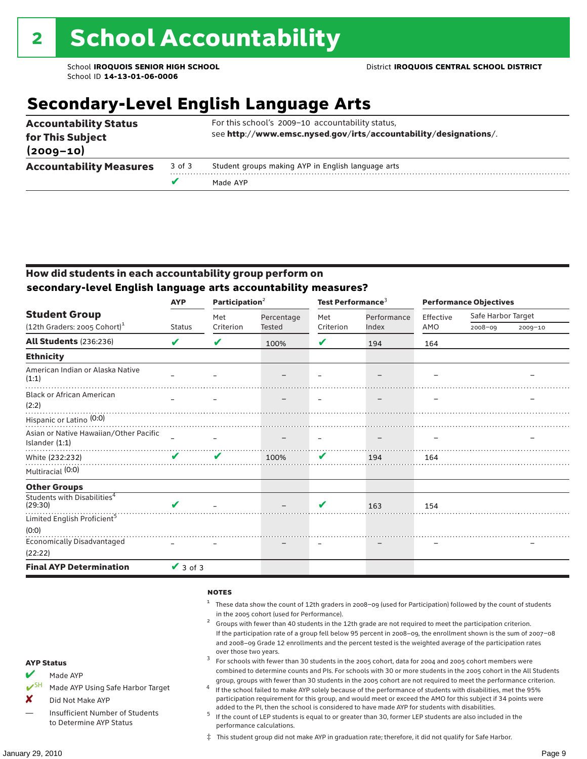# 2 School Accountability

School **IROQUOIS SENIOR HIGH SCHOOL**
School ID **14-13-01-06-0006**

District **IROQUOIS CENTRAL SCHOOL DISTRICT**

## Secondary-Level English Language Arts

| | | |
|---|---|---|
| **Accountability Status for This Subject (2009–10)** | | For this school's 2009–10 accountability status, see **http://www.emsc.nysed.gov/irts/accountability/designations/**. |
| **Accountability Measures** | 3 of 3 | Student groups making AYP in English language arts |
| | ✔ | Made AYP |

### How did students in each accountability group perform on secondary-level English language arts accountability measures?

| Student Group (12th Graders: 2005 Cohort)[1] | AYP Status | Participation[2] Met Criterion | Participation[2] Percentage Tested | Test Performance[3] Met Criterion | Test Performance[3] Performance Index | Performance Objectives Effective AMO | Safe Harbor Target 2008–09 | Safe Harbor Target 2009–10 |
|---|---|---|---|---|---|---|---|---|
| **All Students** (236:236) | ✔ | ✔ | 100% | ✔ | 194 | 164 | | |
| **Ethnicity** | | | | | | | | |
| American Indian or Alaska Native (1:1) | – | – | – | – | – | – | | – |
| Black or African American (2:2) | – | – | – | – | – | – | | – |
| Hispanic or Latino (0:0) | | | | | | | | |
| Asian or Native Hawaiian/Other Pacific Islander (1:1) | – | – | – | – | – | – | | – |
| White (232:232) | ✔ | ✔ | 100% | ✔ | 194 | 164 | | |
| Multiracial (0:0) | | | | | | | | |
| **Other Groups** | | | | | | | | |
| Students with Disabilities[4] (29:30) | ✔ | – | – | ✔ | 163 | 154 | | |
| Limited English Proficient[5] (0:0) | | | | | | | | |
| Economically Disadvantaged (22:22) | – | – | – | – | – | – | | – |
| **Final AYP Determination** | ✔ 3 of 3 | | | | | | | |

**AYP Status**

- ✔ Made AYP
- ✔SH Made AYP Using Safe Harbor Target
- ✘ Did Not Make AYP
- — Insufficient Number of Students to Determine AYP Status

**NOTES**

1. These data show the count of 12th graders in 2008–09 (used for Participation) followed by the count of students in the 2005 cohort (used for Performance).
2. Groups with fewer than 40 students in the 12th grade are not required to meet the participation criterion. If the participation rate of a group fell below 95 percent in 2008–09, the enrollment shown is the sum of 2007–08 and 2008–09 Grade 12 enrollments and the percent tested is the weighted average of the participation rates over those two years.
3. For schools with fewer than 30 students in the 2005 cohort, data for 2004 and 2005 cohort members were combined to determine counts and PIs. For schools with 30 or more students in the 2005 cohort in the All Students group, groups with fewer than 30 students in the 2005 cohort are not required to meet the performance criterion.
4. If the school failed to make AYP solely because of the performance of students with disabilities, met the 95% participation requirement for this group, and would meet or exceed the AMO for this subject if 34 points were added to the PI, then the school is considered to have made AYP for students with disabilities.
5. If the count of LEP students is equal to or greater than 30, former LEP students are also included in the performance calculations.

‡ This student group did not make AYP in graduation rate; therefore, it did not qualify for Safe Harbor.

January 29, 2010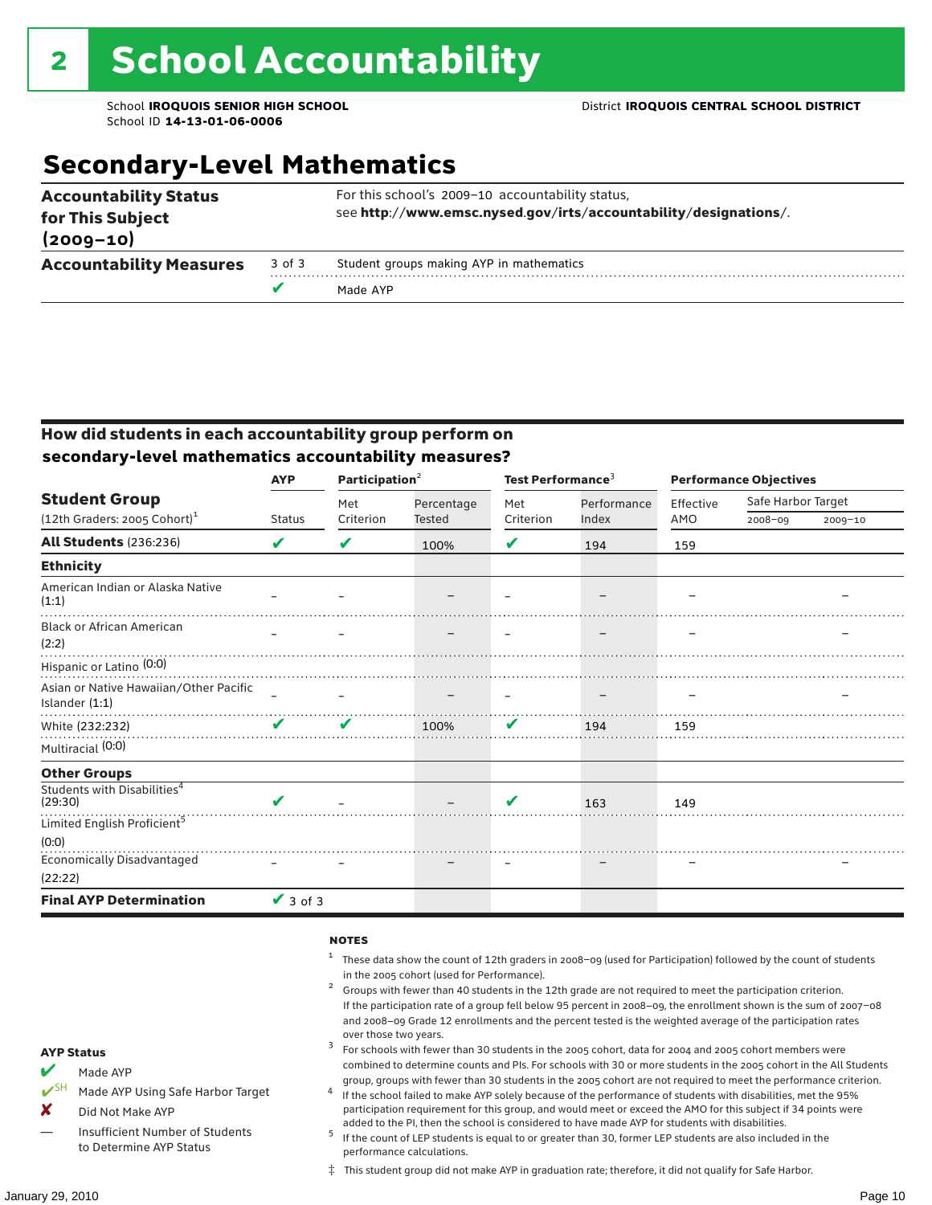# 2 School Accountability

School **IROQUOIS SENIOR HIGH SCHOOL**
School ID **14-13-01-06-0006**

District **IROQUOIS CENTRAL SCHOOL DISTRICT**

## Secondary-Level Mathematics

| | | |
|---|---|---|
| **Accountability Status for This Subject (2009–10)** | | For this school's 2009–10 accountability status, see **http://www.emsc.nysed.gov/irts/accountability/designations/**. |
| **Accountability Measures** | 3 of 3 | Student groups making AYP in mathematics |
| | ✔ | Made AYP |

### How did students in each accountability group perform on secondary-level mathematics accountability measures?

| Student Group (12th Graders: 2005 Cohort)[1] | AYP Status | Participation[2] Met Criterion | Participation[2] Percentage Tested | Test Performance[3] Met Criterion | Test Performance[3] Performance Index | Performance Objectives Effective AMO | Safe Harbor Target 2008–09 | Safe Harbor Target 2009–10 |
|---|---|---|---|---|---|---|---|---|
| **All Students** (236:236) | ✔ | ✔ | 100% | ✔ | 194 | 159 | | |
| **Ethnicity** | | | | | | | | |
| American Indian or Alaska Native (1:1) | – | – | – | – | – | – | | – |
| Black or African American (2:2) | – | – | – | – | – | – | | – |
| Hispanic or Latino (0:0) | | | | | | | | |
| Asian or Native Hawaiian/Other Pacific Islander (1:1) | – | – | – | – | – | – | | – |
| White (232:232) | ✔ | ✔ | 100% | ✔ | 194 | 159 | | |
| Multiracial (0:0) | | | | | | | | |
| **Other Groups** | | | | | | | | |
| Students with Disabilities[4] (29:30) | ✔ | – | – | ✔ | 163 | 149 | | |
| Limited English Proficient[5] (0:0) | | | | | | | | |
| Economically Disadvantaged (22:22) | – | – | – | – | – | – | | – |
| **Final AYP Determination** | ✔ 3 of 3 | | | | | | | |

**AYP Status**

- ✔ Made AYP
- ✔SH Made AYP Using Safe Harbor Target
- ✘ Did Not Make AYP
- — Insufficient Number of Students to Determine AYP Status

**NOTES**

1. These data show the count of 12th graders in 2008–09 (used for Participation) followed by the count of students in the 2005 cohort (used for Performance).
2. Groups with fewer than 40 students in the 12th grade are not required to meet the participation criterion. If the participation rate of a group fell below 95 percent in 2008–09, the enrollment shown is the sum of 2007–08 and 2008–09 Grade 12 enrollments and the percent tested is the weighted average of the participation rates over those two years.
3. For schools with fewer than 30 students in the 2005 cohort, data for 2004 and 2005 cohort members were combined to determine counts and PIs. For schools with 30 or more students in the 2005 cohort in the All Students group, groups with fewer than 30 students in the 2005 cohort are not required to meet the performance criterion.
4. If the school failed to make AYP solely because of the performance of students with disabilities, met the 95% participation requirement for this group, and would meet or exceed the AMO for this subject if 34 points were added to the PI, then the school is considered to have made AYP for students with disabilities.
5. If the count of LEP students is equal to or greater than 30, former LEP students are also included in the performance calculations.

‡ This student group did not make AYP in graduation rate; therefore, it did not qualify for Safe Harbor.

January 29, 2010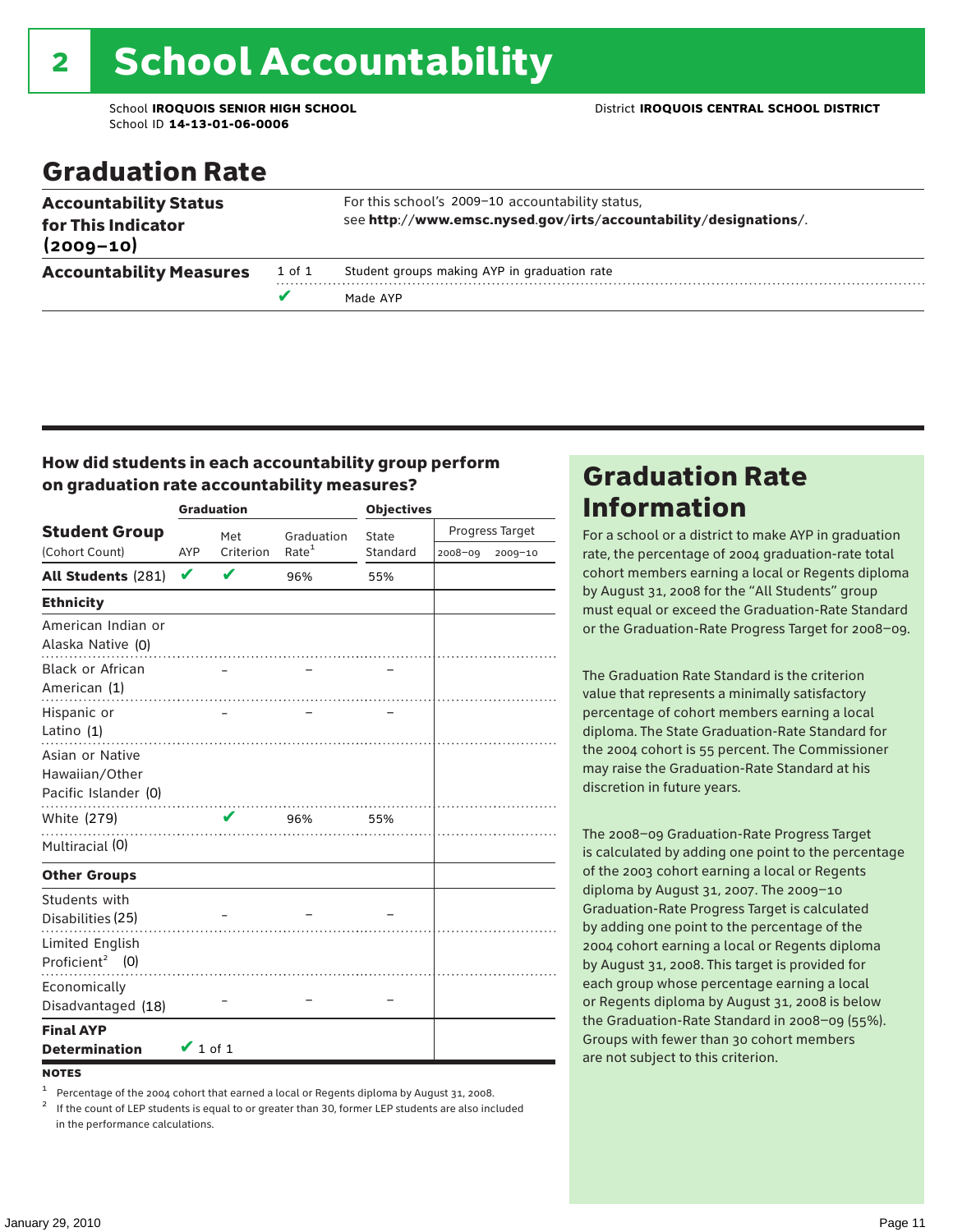# 2 School Accountability

School **IROQUOIS SENIOR HIGH SCHOOL**
School ID **14-13-01-06-0006**

District **IROQUOIS CENTRAL SCHOOL DISTRICT**

## Graduation Rate

| | | |
|---|---|---|
| **Accountability Status for This Indicator (2009–10)** | | For this school's 2009–10 accountability status, see **http://www.emsc.nysed.gov/irts/accountability/designations/**. |
| **Accountability Measures** | 1 of 1 | Student groups making AYP in graduation rate |
| | ✔ | Made AYP |

### How did students in each accountability group perform on graduation rate accountability measures?

| Student Group (Cohort Count) | Graduation AYP | Met Criterion | Graduation Rate[1] | Objectives State Standard | Progress Target 2008–09 | Progress Target 2009–10 |
|---|---|---|---|---|---|---|
| **All Students** (281) | ✔ | ✔ | 96% | 55% | | |
| **Ethnicity** | | | | | | |
| American Indian or Alaska Native (0) | | | | | | |
| Black or African American (1) | | – | – | – | | |
| Hispanic or Latino (1) | | – | – | – | | |
| Asian or Native Hawaiian/Other Pacific Islander (0) | | | | | | |
| White (279) | | ✔ | 96% | 55% | | |
| Multiracial (0) | | | | | | |
| **Other Groups** | | | | | | |
| Students with Disabilities (25) | | – | – | – | | |
| Limited English Proficient[2] (0) | | | | | | |
| Economically Disadvantaged (18) | | – | – | – | | |
| **Final AYP Determination** | ✔ 1 of 1 | | | | | |

**NOTES**

[1] Percentage of the 2004 cohort that earned a local or Regents diploma by August 31, 2008.

[2] If the count of LEP students is equal to or greater than 30, former LEP students are also included in the performance calculations.

## Graduation Rate Information

For a school or a district to make AYP in graduation rate, the percentage of 2004 graduation-rate total cohort members earning a local or Regents diploma by August 31, 2008 for the "All Students" group must equal or exceed the Graduation-Rate Standard or the Graduation-Rate Progress Target for 2008–09.

The Graduation Rate Standard is the criterion value that represents a minimally satisfactory percentage of cohort members earning a local diploma. The State Graduation-Rate Standard for the 2004 cohort is 55 percent. The Commissioner may raise the Graduation-Rate Standard at his discretion in future years.

The 2008–09 Graduation-Rate Progress Target is calculated by adding one point to the percentage of the 2003 cohort earning a local or Regents diploma by August 31, 2007. The 2009–10 Graduation-Rate Progress Target is calculated by adding one point to the percentage of the 2004 cohort earning a local or Regents diploma by August 31, 2008. This target is provided for each group whose percentage earning a local or Regents diploma by August 31, 2008 is below the Graduation-Rate Standard in 2008–09 (55%). Groups with fewer than 30 cohort members are not subject to this criterion.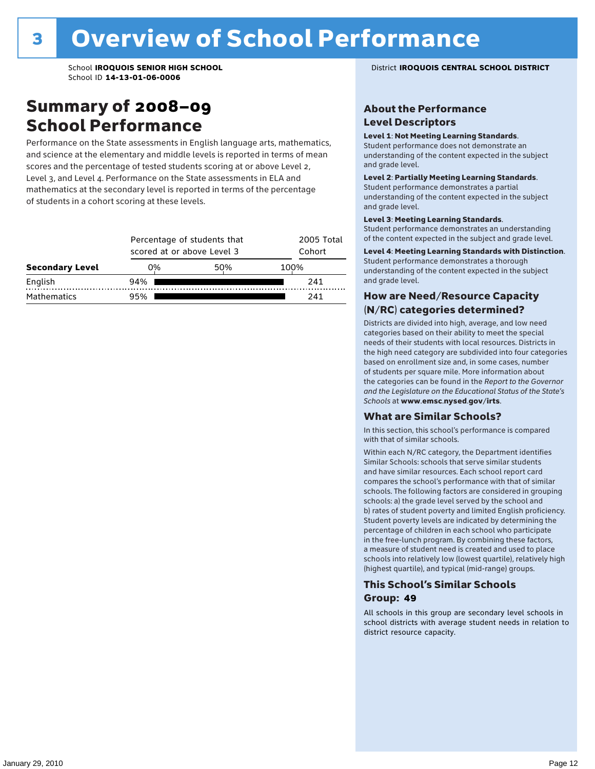# 3 Overview of School Performance

School **IROQUOIS SENIOR HIGH SCHOOL**
School ID **14-13-01-06-0006**

District **IROQUOIS CENTRAL SCHOOL DISTRICT**

## Summary of 2008–09 School Performance

Performance on the State assessments in English language arts, mathematics, and science at the elementary and middle levels is reported in terms of mean scores and the percentage of tested students scoring at or above Level 2, Level 3, and Level 4. Performance on the State assessments in ELA and mathematics at the secondary level is reported in terms of the percentage of students in a cohort scoring at these levels.

| Secondary Level | Percentage of students that scored at or above Level 3 | 2005 Total Cohort |
|---|---|---|
| English | 94% | 241 |
| Mathematics | 95% | 241 |

## About the Performance Level Descriptors

**Level 1**: **Not Meeting Learning Standards**. Student performance does not demonstrate an understanding of the content expected in the subject and grade level.

**Level 2**: **Partially Meeting Learning Standards**. Student performance demonstrates a partial understanding of the content expected in the subject and grade level.

**Level 3**: **Meeting Learning Standards**. Student performance demonstrates an understanding of the content expected in the subject and grade level.

**Level 4**: **Meeting Learning Standards with Distinction**. Student performance demonstrates a thorough understanding of the content expected in the subject and grade level.

## How are Need/Resource Capacity (N/RC) categories determined?

Districts are divided into high, average, and low need categories based on their ability to meet the special needs of their students with local resources. Districts in the high need category are subdivided into four categories based on enrollment size and, in some cases, number of students per square mile. More information about the categories can be found in the *Report to the Governor and the Legislature on the Educational Status of the State's Schools* at **www.emsc.nysed.gov/irts**.

## What are Similar Schools?

In this section, this school's performance is compared with that of similar schools.

Within each N/RC category, the Department identifies Similar Schools: schools that serve similar students and have similar resources. Each school report card compares the school's performance with that of similar schools. The following factors are considered in grouping schools: a) the grade level served by the school and b) rates of student poverty and limited English proficiency. Student poverty levels are indicated by determining the percentage of children in each school who participate in the free-lunch program. By combining these factors, a measure of student need is created and used to place schools into relatively low (lowest quartile), relatively high (highest quartile), and typical (mid-range) groups.

## This School's Similar Schools Group: 49

All schools in this group are secondary level schools in school districts with average student needs in relation to district resource capacity.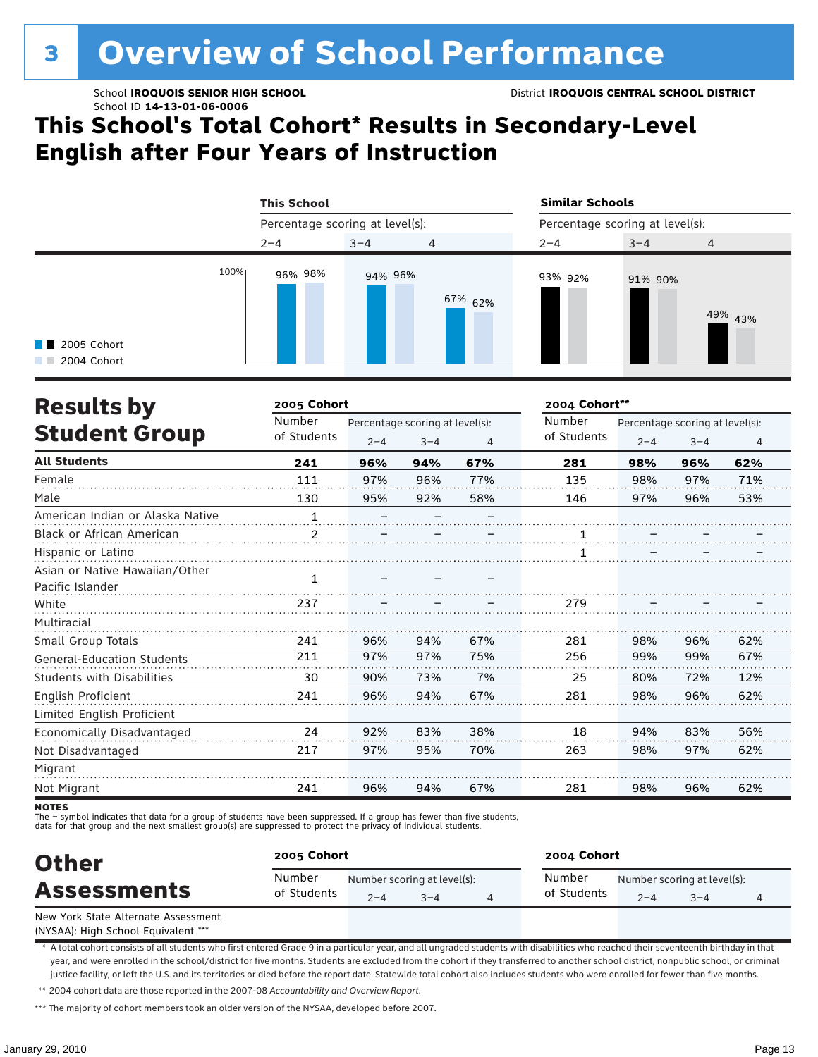# 3 Overview of School Performance

School **IROQUOIS SENIOR HIGH SCHOOL**
School ID **14-13-01-06-0006**

District **IROQUOIS CENTRAL SCHOOL DISTRICT**

## This School's Total Cohort* Results in Secondary-Level English after Four Years of Instruction

| | This School | | | Similar Schools | | |
|---|---|---|---|---|---|---|
| | Percentage scoring at level(s): | | | Percentage scoring at level(s): | | |
| | 2–4 | 3–4 | 4 | 2–4 | 3–4 | 4 |
| 2005 Cohort | 96% | 94% | 67% | 93% | 91% | 49% |
| 2004 Cohort | 98% | 96% | 62% | 92% | 90% | 43% |

## Results by Student Group

| | 2005 Cohort | | | | 2004 Cohort** | | | |
|---|---|---|---|---|---|---|---|---|
| | Number of Students | Percentage scoring at level(s): 2–4 | 3–4 | 4 | Number of Students | Percentage scoring at level(s): 2–4 | 3–4 | 4 |
| **All Students** | **241** | **96%** | **94%** | **67%** | **281** | **98%** | **96%** | **62%** |
| Female | 111 | 97% | 96% | 77% | 135 | 98% | 97% | 71% |
| Male | 130 | 95% | 92% | 58% | 146 | 97% | 96% | 53% |
| American Indian or Alaska Native | 1 | – | – | – | | | | |
| Black or African American | 2 | – | – | – | 1 | – | – | – |
| Hispanic or Latino | | | | | 1 | – | – | – |
| Asian or Native Hawaiian/Other Pacific Islander | 1 | – | – | – | | | | |
| White | 237 | – | – | – | 279 | – | – | – |
| Multiracial | | | | | | | | |
| Small Group Totals | 241 | 96% | 94% | 67% | 281 | 98% | 96% | 62% |
| General-Education Students | 211 | 97% | 97% | 75% | 256 | 99% | 99% | 67% |
| Students with Disabilities | 30 | 90% | 73% | 7% | 25 | 80% | 72% | 12% |
| English Proficient | 241 | 96% | 94% | 67% | 281 | 98% | 96% | 62% |
| Limited English Proficient | | | | | | | | |
| Economically Disadvantaged | 24 | 92% | 83% | 38% | 18 | 94% | 83% | 56% |
| Not Disadvantaged | 217 | 97% | 95% | 70% | 263 | 98% | 97% | 62% |
| Migrant | | | | | | | | |
| Not Migrant | 241 | 96% | 94% | 67% | 281 | 98% | 96% | 62% |

**NOTES**
The – symbol indicates that data for a group of students have been suppressed. If a group has fewer than five students, data for that group and the next smallest group(s) are suppressed to protect the privacy of individual students.

## Other Assessments

| | 2005 Cohort | | | | 2004 Cohort | | | |
|---|---|---|---|---|---|---|---|---|
| | Number of Students | Number scoring at level(s): 2–4 | 3–4 | 4 | Number of Students | Number scoring at level(s): 2–4 | 3–4 | 4 |
| New York State Alternate Assessment (NYSAA): High School Equivalent *** | | | | | | | | |

\* A total cohort consists of all students who first entered Grade 9 in a particular year, and all ungraded students with disabilities who reached their seventeenth birthday in that year, and were enrolled in the school/district for five months. Students are excluded from the cohort if they transferred to another school district, nonpublic school, or criminal justice facility, or left the U.S. and its territories or died before the report date. Statewide total cohort also includes students who were enrolled for fewer than five months.

\*\* 2004 cohort data are those reported in the 2007-08 *Accountability and Overview Report*.

\*\*\* The majority of cohort members took an older version of the NYSAA, developed before 2007.

January 29, 2010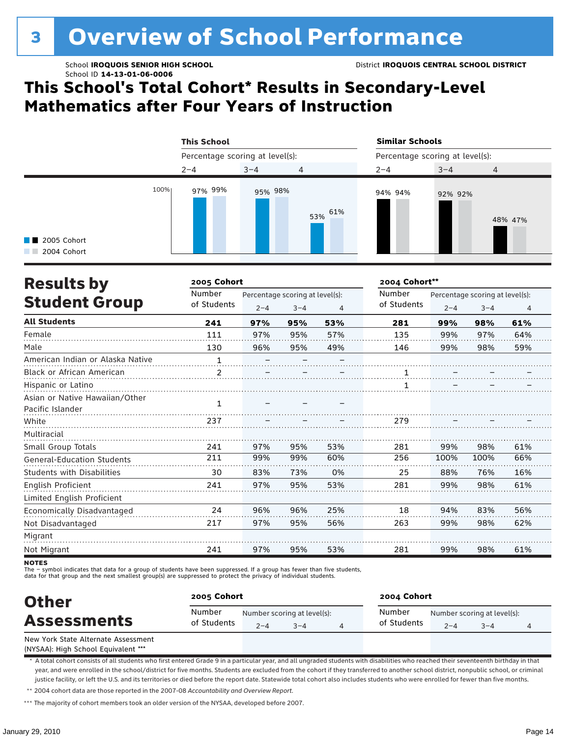# 3 Overview of School Performance

School **IROQUOIS SENIOR HIGH SCHOOL**
School ID **14-13-01-06-0006**

District **IROQUOIS CENTRAL SCHOOL DISTRICT**

## This School's Total Cohort* Results in Secondary-Level Mathematics after Four Years of Instruction

This School

Percentage scoring at level(s):

2–4 3–4 4

100%

97% 99%

95% 98%

53% 61%

Similar Schools

Percentage scoring at level(s):

2–4 3–4 4

94% 94%

92% 92%

48% 47%

2005 Cohort

2004 Cohort

## Results by Student Group

| | 2005 Cohort | | | | 2004 Cohort** | | | |
|---|---|---|---|---|---|---|---|---|
| | Number of Students | Percentage scoring at level(s): 2–4 | 3–4 | 4 | Number of Students | Percentage scoring at level(s): 2–4 | 3–4 | 4 |
| **All Students** | **241** | **97%** | **95%** | **53%** | **281** | **99%** | **98%** | **61%** |
| Female | 111 | 97% | 95% | 57% | 135 | 99% | 97% | 64% |
| Male | 130 | 96% | 95% | 49% | 146 | 99% | 98% | 59% |
| American Indian or Alaska Native | 1 | – | – | – | | | | |
| Black or African American | 2 | – | – | – | 1 | – | – | – |
| Hispanic or Latino | | | | | 1 | – | – | – |
| Asian or Native Hawaiian/Other Pacific Islander | 1 | – | – | – | | | | |
| White | 237 | – | – | – | 279 | – | – | – |
| Multiracial | | | | | | | | |
| Small Group Totals | 241 | 97% | 95% | 53% | 281 | 99% | 98% | 61% |
| General-Education Students | 211 | 99% | 99% | 60% | 256 | 100% | 100% | 66% |
| Students with Disabilities | 30 | 83% | 73% | 0% | 25 | 88% | 76% | 16% |
| English Proficient | 241 | 97% | 95% | 53% | 281 | 99% | 98% | 61% |
| Limited English Proficient | | | | | | | | |
| Economically Disadvantaged | 24 | 96% | 96% | 25% | 18 | 94% | 83% | 56% |
| Not Disadvantaged | 217 | 97% | 95% | 56% | 263 | 99% | 98% | 62% |
| Migrant | | | | | | | | |
| Not Migrant | 241 | 97% | 95% | 53% | 281 | 99% | 98% | 61% |

**NOTES**

The – symbol indicates that data for a group of students have been suppressed. If a group has fewer than five students, data for that group and the next smallest group(s) are suppressed to protect the privacy of individual students.

## Other Assessments

| | 2005 Cohort | | | | 2004 Cohort | | | |
|---|---|---|---|---|---|---|---|---|
| | Number of Students | Number scoring at level(s): 2–4 | 3–4 | 4 | Number of Students | Number scoring at level(s): 2–4 | 3–4 | 4 |
| New York State Alternate Assessment (NYSAA): High School Equivalent *** | | | | | | | | |

\* A total cohort consists of all students who first entered Grade 9 in a particular year, and all ungraded students with disabilities who reached their seventeenth birthday in that year, and were enrolled in the school/district for five months. Students are excluded from the cohort if they transferred to another school district, nonpublic school, or criminal justice facility, or left the U.S. and its territories or died before the report date. Statewide total cohort also includes students who were enrolled for fewer than five months.

\** 2004 cohort data are those reported in the 2007-08 *Accountability and Overview Report*.

\*** The majority of cohort members took an older version of the NYSAA, developed before 2007.

January 29, 2010